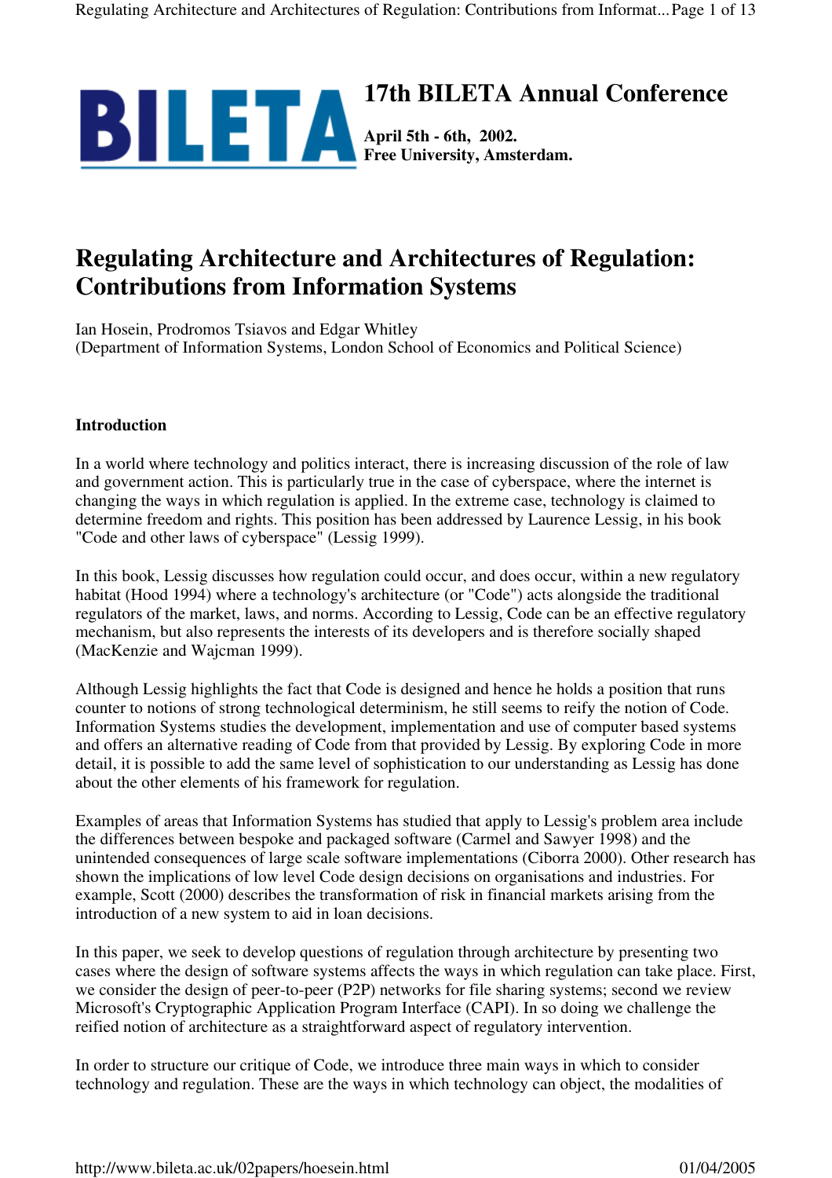**BILETA**

# 17th BILETA Annual Conference

**April 5th - 6th, 2002.**
**Free University, Amsterdam.**

# Regulating Architecture and Architectures of Regulation: Contributions from Information Systems

Ian Hosein, Prodromos Tsiavos and Edgar Whitley
(Department of Information Systems, London School of Economics and Political Science)

### Introduction

In a world where technology and politics interact, there is increasing discussion of the role of law and government action. This is particularly true in the case of cyberspace, where the internet is changing the ways in which regulation is applied. In the extreme case, technology is claimed to determine freedom and rights. This position has been addressed by Laurence Lessig, in his book "Code and other laws of cyberspace" (Lessig 1999).

In this book, Lessig discusses how regulation could occur, and does occur, within a new regulatory habitat (Hood 1994) where a technology's architecture (or "Code") acts alongside the traditional regulators of the market, laws, and norms. According to Lessig, Code can be an effective regulatory mechanism, but also represents the interests of its developers and is therefore socially shaped (MacKenzie and Wajcman 1999).

Although Lessig highlights the fact that Code is designed and hence he holds a position that runs counter to notions of strong technological determinism, he still seems to reify the notion of Code. Information Systems studies the development, implementation and use of computer based systems and offers an alternative reading of Code from that provided by Lessig. By exploring Code in more detail, it is possible to add the same level of sophistication to our understanding as Lessig has done about the other elements of his framework for regulation.

Examples of areas that Information Systems has studied that apply to Lessig's problem area include the differences between bespoke and packaged software (Carmel and Sawyer 1998) and the unintended consequences of large scale software implementations (Ciborra 2000). Other research has shown the implications of low level Code design decisions on organisations and industries. For example, Scott (2000) describes the transformation of risk in financial markets arising from the introduction of a new system to aid in loan decisions.

In this paper, we seek to develop questions of regulation through architecture by presenting two cases where the design of software systems affects the ways in which regulation can take place. First, we consider the design of peer-to-peer (P2P) networks for file sharing systems; second we review Microsoft's Cryptographic Application Program Interface (CAPI). In so doing we challenge the reified notion of architecture as a straightforward aspect of regulatory intervention.

In order to structure our critique of Code, we introduce three main ways in which to consider technology and regulation. These are the ways in which technology can object, the modalities of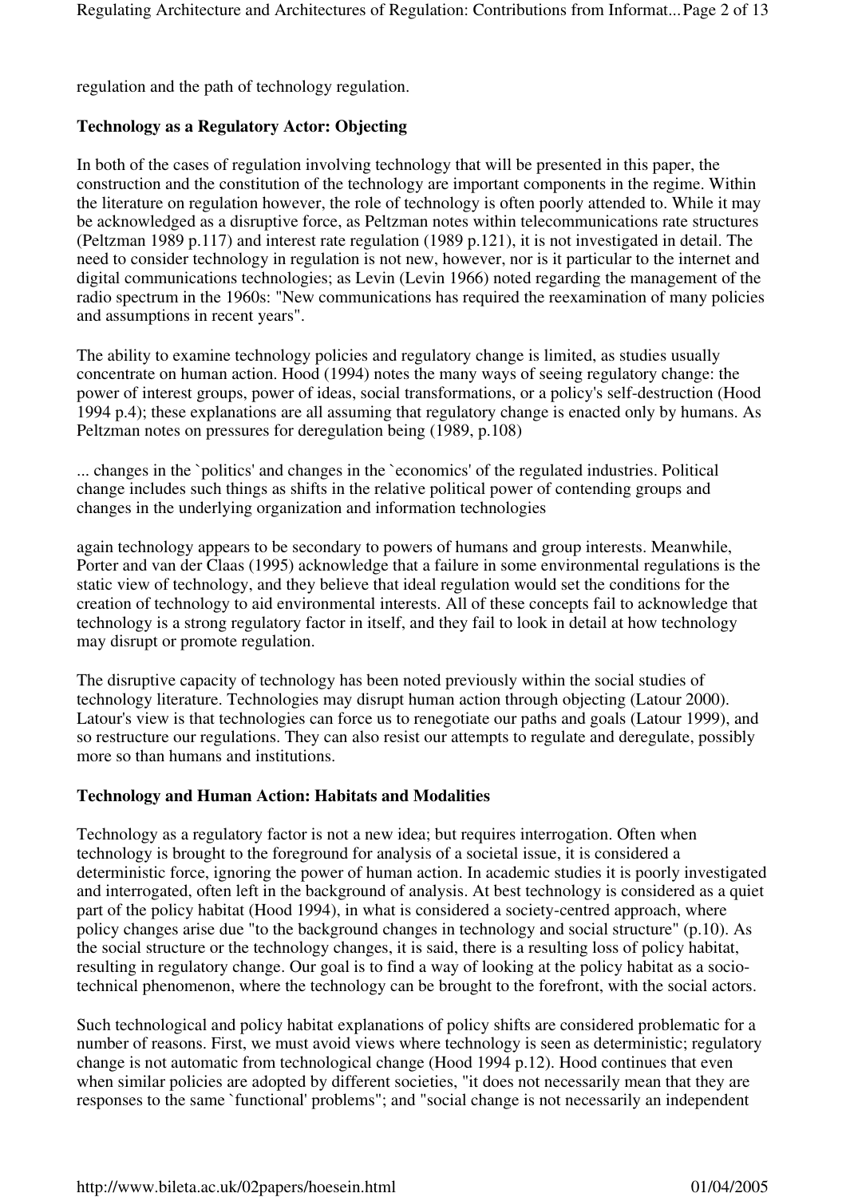regulation and the path of technology regulation.

**Technology as a Regulatory Actor: Objecting**

In both of the cases of regulation involving technology that will be presented in this paper, the construction and the constitution of the technology are important components in the regime. Within the literature on regulation however, the role of technology is often poorly attended to. While it may be acknowledged as a disruptive force, as Peltzman notes within telecommunications rate structures (Peltzman 1989 p.117) and interest rate regulation (1989 p.121), it is not investigated in detail. The need to consider technology in regulation is not new, however, nor is it particular to the internet and digital communications technologies; as Levin (Levin 1966) noted regarding the management of the radio spectrum in the 1960s: "New communications has required the reexamination of many policies and assumptions in recent years".

The ability to examine technology policies and regulatory change is limited, as studies usually concentrate on human action. Hood (1994) notes the many ways of seeing regulatory change: the power of interest groups, power of ideas, social transformations, or a policy's self-destruction (Hood 1994 p.4); these explanations are all assuming that regulatory change is enacted only by humans. As Peltzman notes on pressures for deregulation being (1989, p.108)

... changes in the `politics' and changes in the `economics' of the regulated industries. Political change includes such things as shifts in the relative political power of contending groups and changes in the underlying organization and information technologies

again technology appears to be secondary to powers of humans and group interests. Meanwhile, Porter and van der Claas (1995) acknowledge that a failure in some environmental regulations is the static view of technology, and they believe that ideal regulation would set the conditions for the creation of technology to aid environmental interests. All of these concepts fail to acknowledge that technology is a strong regulatory factor in itself, and they fail to look in detail at how technology may disrupt or promote regulation.

The disruptive capacity of technology has been noted previously within the social studies of technology literature. Technologies may disrupt human action through objecting (Latour 2000). Latour's view is that technologies can force us to renegotiate our paths and goals (Latour 1999), and so restructure our regulations. They can also resist our attempts to regulate and deregulate, possibly more so than humans and institutions.

**Technology and Human Action: Habitats and Modalities**

Technology as a regulatory factor is not a new idea; but requires interrogation. Often when technology is brought to the foreground for analysis of a societal issue, it is considered a deterministic force, ignoring the power of human action. In academic studies it is poorly investigated and interrogated, often left in the background of analysis. At best technology is considered as a quiet part of the policy habitat (Hood 1994), in what is considered a society-centred approach, where policy changes arise due "to the background changes in technology and social structure" (p.10). As the social structure or the technology changes, it is said, there is a resulting loss of policy habitat, resulting in regulatory change. Our goal is to find a way of looking at the policy habitat as a socio-technical phenomenon, where the technology can be brought to the forefront, with the social actors.

Such technological and policy habitat explanations of policy shifts are considered problematic for a number of reasons. First, we must avoid views where technology is seen as deterministic; regulatory change is not automatic from technological change (Hood 1994 p.12). Hood continues that even when similar policies are adopted by different societies, "it does not necessarily mean that they are responses to the same `functional' problems"; and "social change is not necessarily an independent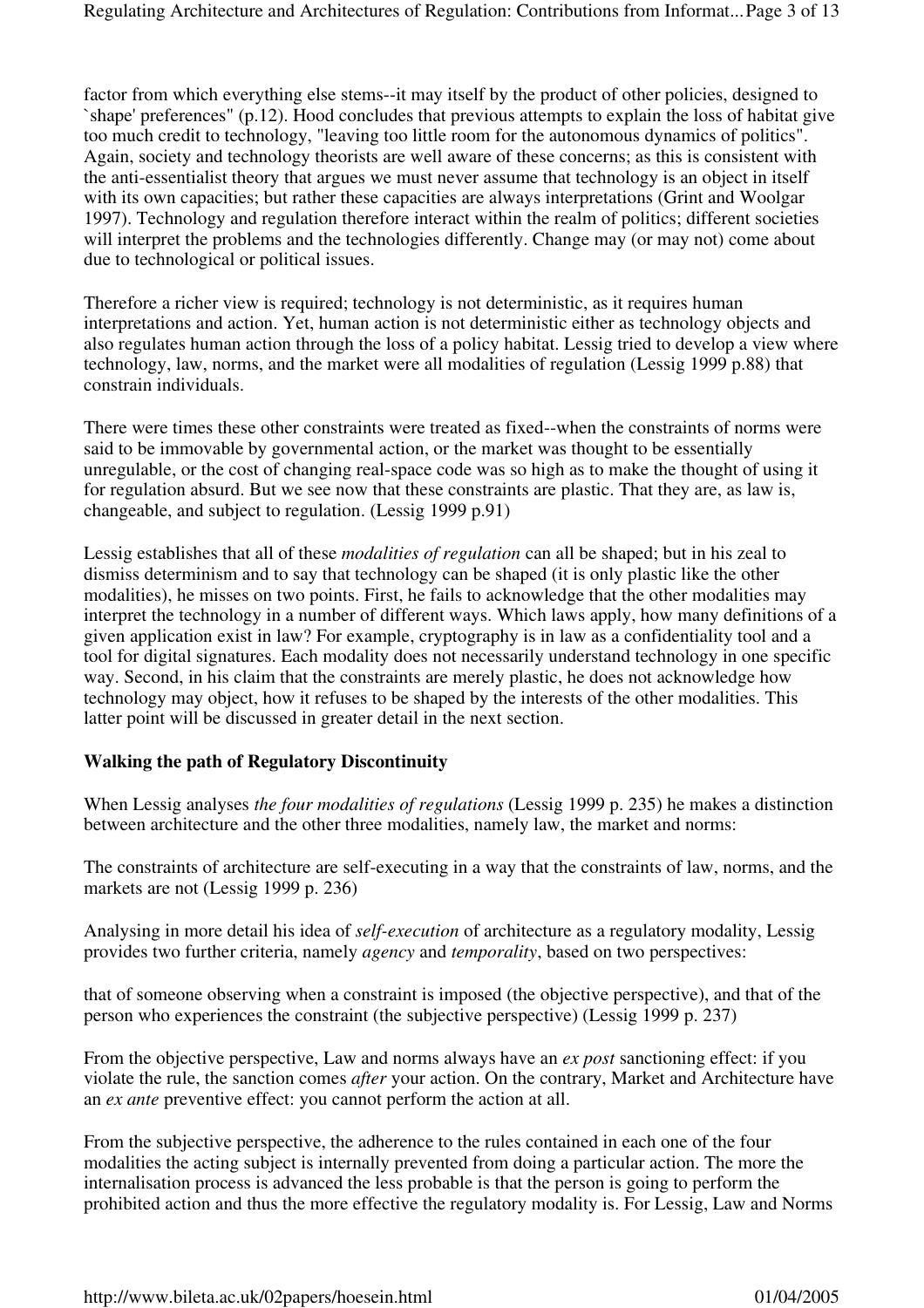factor from which everything else stems--it may itself by the product of other policies, designed to `shape' preferences" (p.12). Hood concludes that previous attempts to explain the loss of habitat give too much credit to technology, "leaving too little room for the autonomous dynamics of politics". Again, society and technology theorists are well aware of these concerns; as this is consistent with the anti-essentialist theory that argues we must never assume that technology is an object in itself with its own capacities; but rather these capacities are always interpretations (Grint and Woolgar 1997). Technology and regulation therefore interact within the realm of politics; different societies will interpret the problems and the technologies differently. Change may (or may not) come about due to technological or political issues.

Therefore a richer view is required; technology is not deterministic, as it requires human interpretations and action. Yet, human action is not deterministic either as technology objects and also regulates human action through the loss of a policy habitat. Lessig tried to develop a view where technology, law, norms, and the market were all modalities of regulation (Lessig 1999 p.88) that constrain individuals.

There were times these other constraints were treated as fixed--when the constraints of norms were said to be immovable by governmental action, or the market was thought to be essentially unregulable, or the cost of changing real-space code was so high as to make the thought of using it for regulation absurd. But we see now that these constraints are plastic. That they are, as law is, changeable, and subject to regulation. (Lessig 1999 p.91)

Lessig establishes that all of these *modalities of regulation* can all be shaped; but in his zeal to dismiss determinism and to say that technology can be shaped (it is only plastic like the other modalities), he misses on two points. First, he fails to acknowledge that the other modalities may interpret the technology in a number of different ways. Which laws apply, how many definitions of a given application exist in law? For example, cryptography is in law as a confidentiality tool and a tool for digital signatures. Each modality does not necessarily understand technology in one specific way. Second, in his claim that the constraints are merely plastic, he does not acknowledge how technology may object, how it refuses to be shaped by the interests of the other modalities. This latter point will be discussed in greater detail in the next section.

## Walking the path of Regulatory Discontinuity

When Lessig analyses *the four modalities of regulations* (Lessig 1999 p. 235) he makes a distinction between architecture and the other three modalities, namely law, the market and norms:

The constraints of architecture are self-executing in a way that the constraints of law, norms, and the markets are not (Lessig 1999 p. 236)

Analysing in more detail his idea of *self-execution* of architecture as a regulatory modality, Lessig provides two further criteria, namely *agency* and *temporality*, based on two perspectives:

that of someone observing when a constraint is imposed (the objective perspective), and that of the person who experiences the constraint (the subjective perspective) (Lessig 1999 p. 237)

From the objective perspective, Law and norms always have an *ex post* sanctioning effect: if you violate the rule, the sanction comes *after* your action. On the contrary, Market and Architecture have an *ex ante* preventive effect: you cannot perform the action at all.

From the subjective perspective, the adherence to the rules contained in each one of the four modalities the acting subject is internally prevented from doing a particular action. The more the internalisation process is advanced the less probable is that the person is going to perform the prohibited action and thus the more effective the regulatory modality is. For Lessig, Law and Norms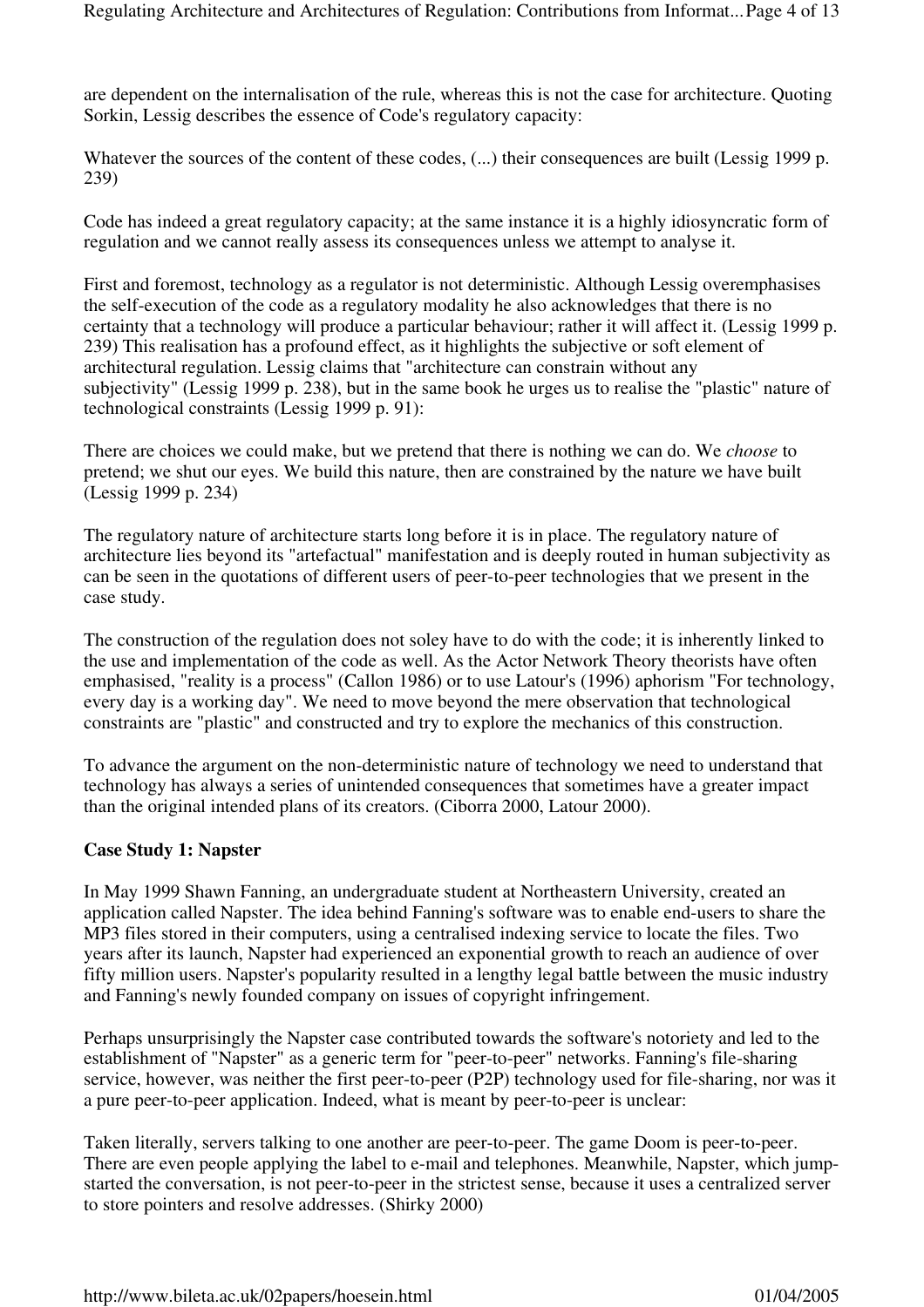are dependent on the internalisation of the rule, whereas this is not the case for architecture. Quoting Sorkin, Lessig describes the essence of Code's regulatory capacity:

Whatever the sources of the content of these codes, (...) their consequences are built (Lessig 1999 p. 239)

Code has indeed a great regulatory capacity; at the same instance it is a highly idiosyncratic form of regulation and we cannot really assess its consequences unless we attempt to analyse it.

First and foremost, technology as a regulator is not deterministic. Although Lessig overemphasises the self-execution of the code as a regulatory modality he also acknowledges that there is no certainty that a technology will produce a particular behaviour; rather it will affect it. (Lessig 1999 p. 239) This realisation has a profound effect, as it highlights the subjective or soft element of architectural regulation. Lessig claims that "architecture can constrain without any subjectivity" (Lessig 1999 p. 238), but in the same book he urges us to realise the "plastic" nature of technological constraints (Lessig 1999 p. 91):

There are choices we could make, but we pretend that there is nothing we can do. We *choose* to pretend; we shut our eyes. We build this nature, then are constrained by the nature we have built (Lessig 1999 p. 234)

The regulatory nature of architecture starts long before it is in place. The regulatory nature of architecture lies beyond its "artefactual" manifestation and is deeply routed in human subjectivity as can be seen in the quotations of different users of peer-to-peer technologies that we present in the case study.

The construction of the regulation does not soley have to do with the code; it is inherently linked to the use and implementation of the code as well. As the Actor Network Theory theorists have often emphasised, "reality is a process" (Callon 1986) or to use Latour's (1996) aphorism "For technology, every day is a working day". We need to move beyond the mere observation that technological constraints are "plastic" and constructed and try to explore the mechanics of this construction.

To advance the argument on the non-deterministic nature of technology we need to understand that technology has always a series of unintended consequences that sometimes have a greater impact than the original intended plans of its creators. (Ciborra 2000, Latour 2000).

**Case Study 1: Napster**

In May 1999 Shawn Fanning, an undergraduate student at Northeastern University, created an application called Napster. The idea behind Fanning's software was to enable end-users to share the MP3 files stored in their computers, using a centralised indexing service to locate the files. Two years after its launch, Napster had experienced an exponential growth to reach an audience of over fifty million users. Napster's popularity resulted in a lengthy legal battle between the music industry and Fanning's newly founded company on issues of copyright infringement.

Perhaps unsurprisingly the Napster case contributed towards the software's notoriety and led to the establishment of "Napster" as a generic term for "peer-to-peer" networks. Fanning's file-sharing service, however, was neither the first peer-to-peer (P2P) technology used for file-sharing, nor was it a pure peer-to-peer application. Indeed, what is meant by peer-to-peer is unclear:

Taken literally, servers talking to one another are peer-to-peer. The game Doom is peer-to-peer. There are even people applying the label to e-mail and telephones. Meanwhile, Napster, which jump-started the conversation, is not peer-to-peer in the strictest sense, because it uses a centralized server to store pointers and resolve addresses. (Shirky 2000)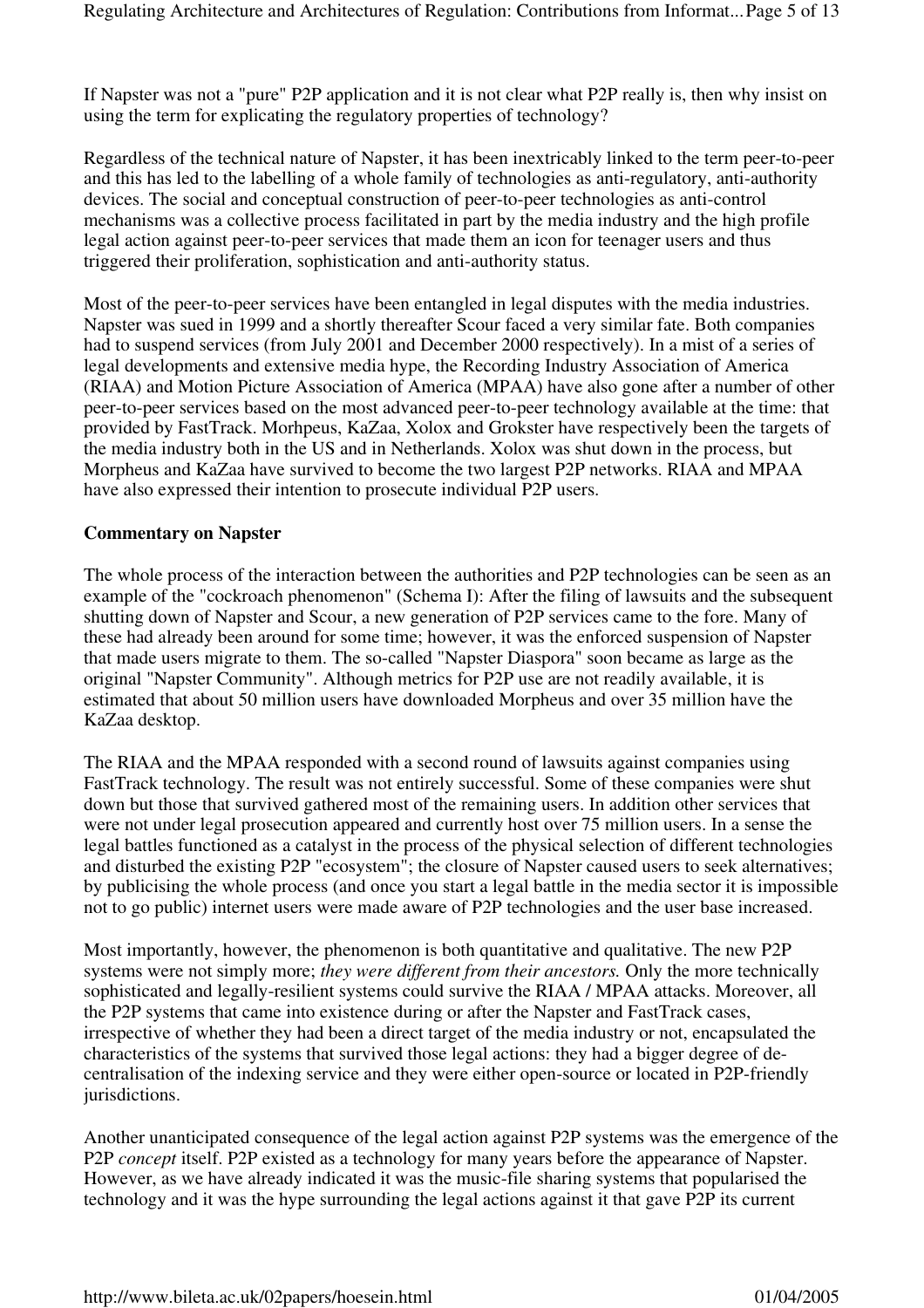If Napster was not a "pure" P2P application and it is not clear what P2P really is, then why insist on using the term for explicating the regulatory properties of technology?

Regardless of the technical nature of Napster, it has been inextricably linked to the term peer-to-peer and this has led to the labelling of a whole family of technologies as anti-regulatory, anti-authority devices. The social and conceptual construction of peer-to-peer technologies as anti-control mechanisms was a collective process facilitated in part by the media industry and the high profile legal action against peer-to-peer services that made them an icon for teenager users and thus triggered their proliferation, sophistication and anti-authority status.

Most of the peer-to-peer services have been entangled in legal disputes with the media industries. Napster was sued in 1999 and a shortly thereafter Scour faced a very similar fate. Both companies had to suspend services (from July 2001 and December 2000 respectively). In a mist of a series of legal developments and extensive media hype, the Recording Industry Association of America (RIAA) and Motion Picture Association of America (MPAA) have also gone after a number of other peer-to-peer services based on the most advanced peer-to-peer technology available at the time: that provided by FastTrack. Morhpeus, KaZaa, Xolox and Grokster have respectively been the targets of the media industry both in the US and in Netherlands. Xolox was shut down in the process, but Morpheus and KaZaa have survived to become the two largest P2P networks. RIAA and MPAA have also expressed their intention to prosecute individual P2P users.

**Commentary on Napster**

The whole process of the interaction between the authorities and P2P technologies can be seen as an example of the "cockroach phenomenon" (Schema I): After the filing of lawsuits and the subsequent shutting down of Napster and Scour, a new generation of P2P services came to the fore. Many of these had already been around for some time; however, it was the enforced suspension of Napster that made users migrate to them. The so-called "Napster Diaspora" soon became as large as the original "Napster Community". Although metrics for P2P use are not readily available, it is estimated that about 50 million users have downloaded Morpheus and over 35 million have the KaZaa desktop.

The RIAA and the MPAA responded with a second round of lawsuits against companies using FastTrack technology. The result was not entirely successful. Some of these companies were shut down but those that survived gathered most of the remaining users. In addition other services that were not under legal prosecution appeared and currently host over 75 million users. In a sense the legal battles functioned as a catalyst in the process of the physical selection of different technologies and disturbed the existing P2P "ecosystem"; the closure of Napster caused users to seek alternatives; by publicising the whole process (and once you start a legal battle in the media sector it is impossible not to go public) internet users were made aware of P2P technologies and the user base increased.

Most importantly, however, the phenomenon is both quantitative and qualitative. The new P2P systems were not simply more; *they were different from their ancestors.* Only the more technically sophisticated and legally-resilient systems could survive the RIAA / MPAA attacks. Moreover, all the P2P systems that came into existence during or after the Napster and FastTrack cases, irrespective of whether they had been a direct target of the media industry or not, encapsulated the characteristics of the systems that survived those legal actions: they had a bigger degree of de-centralisation of the indexing service and they were either open-source or located in P2P-friendly jurisdictions.

Another unanticipated consequence of the legal action against P2P systems was the emergence of the P2P *concept* itself. P2P existed as a technology for many years before the appearance of Napster. However, as we have already indicated it was the music-file sharing systems that popularised the technology and it was the hype surrounding the legal actions against it that gave P2P its current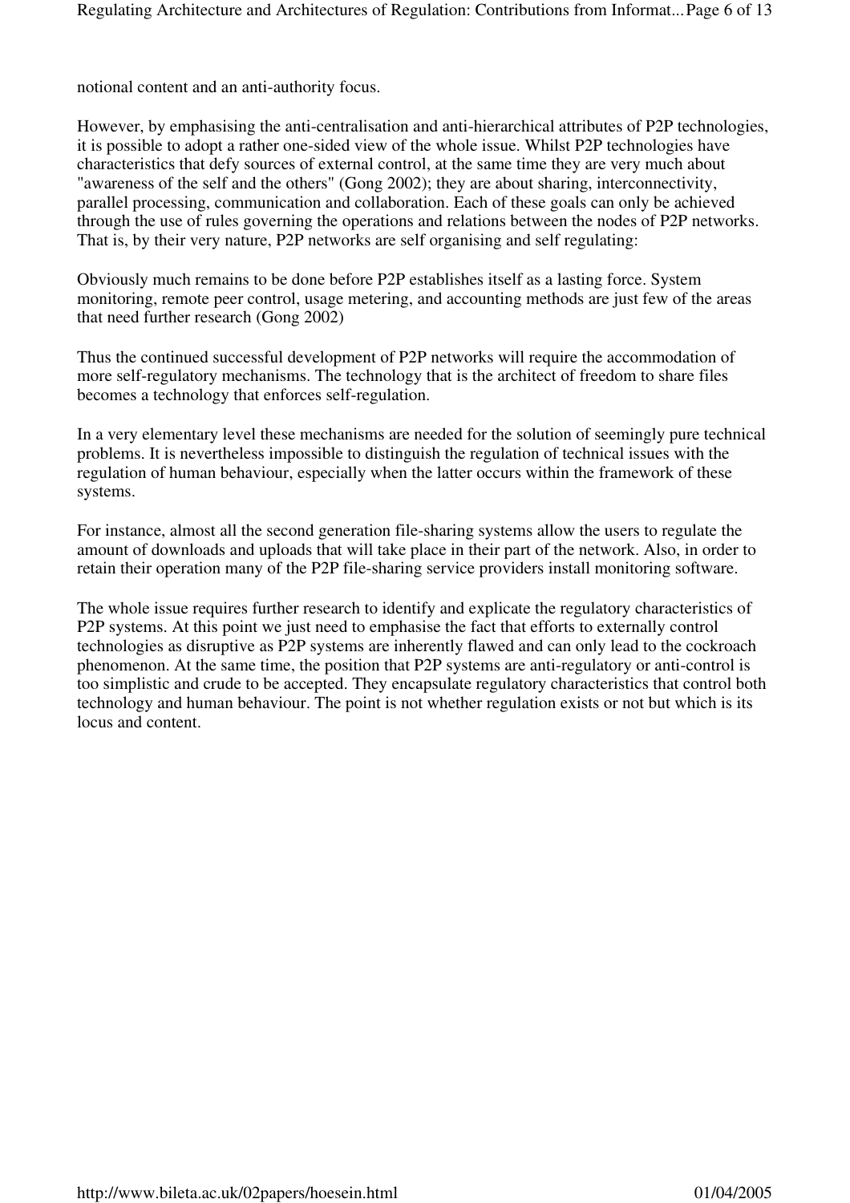notional content and an anti-authority focus.

However, by emphasising the anti-centralisation and anti-hierarchical attributes of P2P technologies, it is possible to adopt a rather one-sided view of the whole issue. Whilst P2P technologies have characteristics that defy sources of external control, at the same time they are very much about "awareness of the self and the others" (Gong 2002); they are about sharing, interconnectivity, parallel processing, communication and collaboration. Each of these goals can only be achieved through the use of rules governing the operations and relations between the nodes of P2P networks. That is, by their very nature, P2P networks are self organising and self regulating:

Obviously much remains to be done before P2P establishes itself as a lasting force. System monitoring, remote peer control, usage metering, and accounting methods are just few of the areas that need further research (Gong 2002)

Thus the continued successful development of P2P networks will require the accommodation of more self-regulatory mechanisms. The technology that is the architect of freedom to share files becomes a technology that enforces self-regulation.

In a very elementary level these mechanisms are needed for the solution of seemingly pure technical problems. It is nevertheless impossible to distinguish the regulation of technical issues with the regulation of human behaviour, especially when the latter occurs within the framework of these systems.

For instance, almost all the second generation file-sharing systems allow the users to regulate the amount of downloads and uploads that will take place in their part of the network. Also, in order to retain their operation many of the P2P file-sharing service providers install monitoring software.

The whole issue requires further research to identify and explicate the regulatory characteristics of P2P systems. At this point we just need to emphasise the fact that efforts to externally control technologies as disruptive as P2P systems are inherently flawed and can only lead to the cockroach phenomenon. At the same time, the position that P2P systems are anti-regulatory or anti-control is too simplistic and crude to be accepted. They encapsulate regulatory characteristics that control both technology and human behaviour. The point is not whether regulation exists or not but which is its locus and content.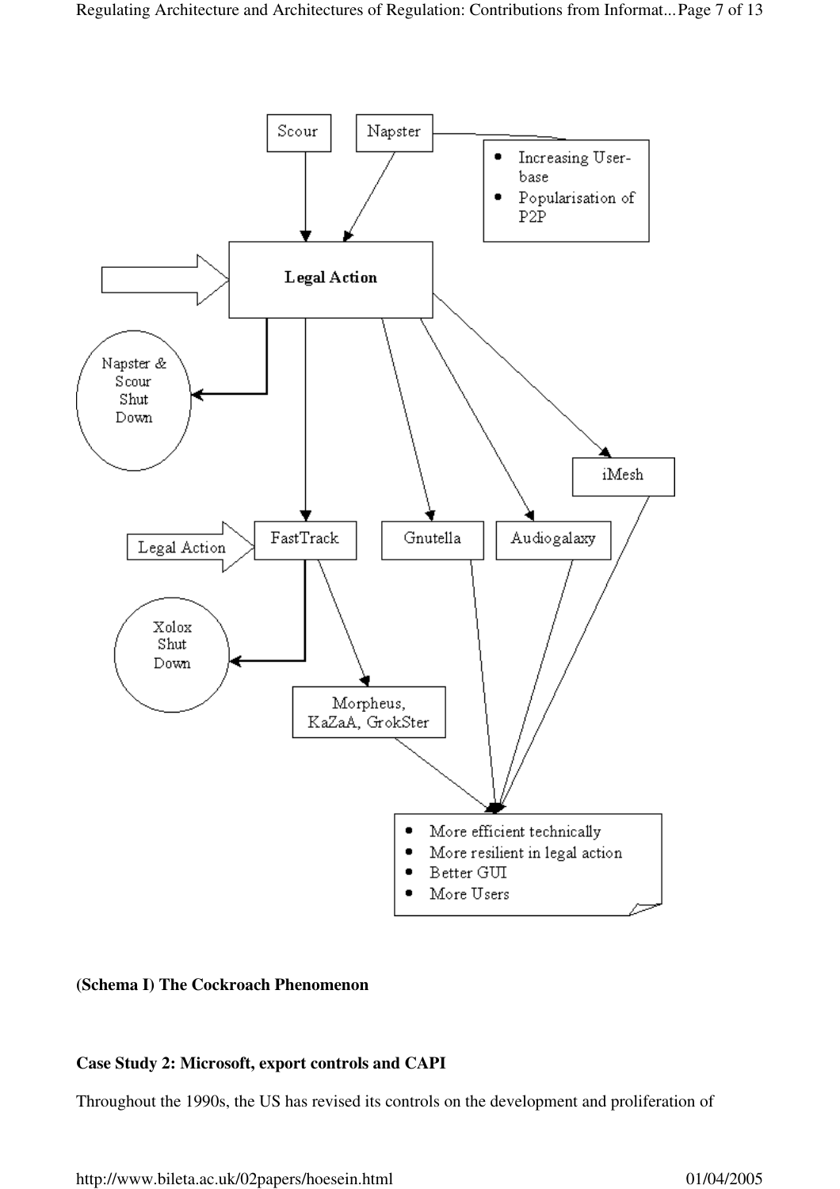**(Schema I) The Cockroach Phenomenon**

**Case Study 2: Microsoft, export controls and CAPI**

Throughout the 1990s, the US has revised its controls on the development and proliferation of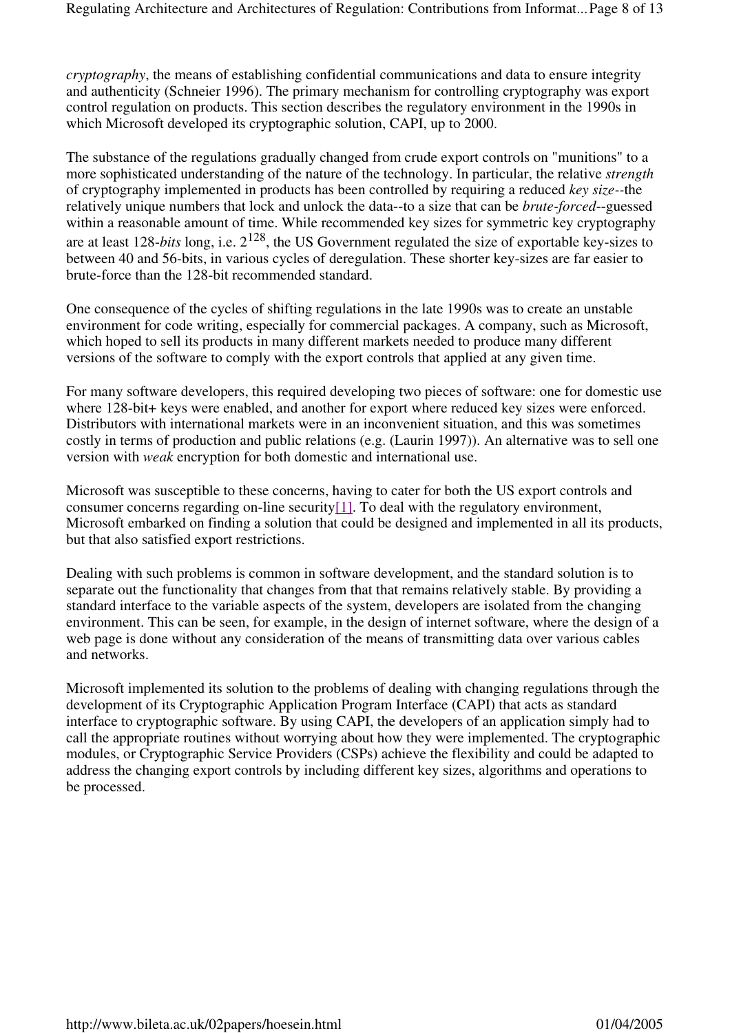*cryptography*, the means of establishing confidential communications and data to ensure integrity and authenticity (Schneier 1996). The primary mechanism for controlling cryptography was export control regulation on products. This section describes the regulatory environment in the 1990s in which Microsoft developed its cryptographic solution, CAPI, up to 2000.

The substance of the regulations gradually changed from crude export controls on "munitions" to a more sophisticated understanding of the nature of the technology. In particular, the relative *strength* of cryptography implemented in products has been controlled by requiring a reduced *key size*--the relatively unique numbers that lock and unlock the data--to a size that can be *brute-forced*--guessed within a reasonable amount of time. While recommended key sizes for symmetric key cryptography are at least 128-*bits* long, i.e. $2^{128}$, the US Government regulated the size of exportable key-sizes to between 40 and 56-bits, in various cycles of deregulation. These shorter key-sizes are far easier to brute-force than the 128-bit recommended standard.

One consequence of the cycles of shifting regulations in the late 1990s was to create an unstable environment for code writing, especially for commercial packages. A company, such as Microsoft, which hoped to sell its products in many different markets needed to produce many different versions of the software to comply with the export controls that applied at any given time.

For many software developers, this required developing two pieces of software: one for domestic use where 128-bit+ keys were enabled, and another for export where reduced key sizes were enforced. Distributors with international markets were in an inconvenient situation, and this was sometimes costly in terms of production and public relations (e.g. (Laurin 1997)). An alternative was to sell one version with *weak* encryption for both domestic and international use.

Microsoft was susceptible to these concerns, having to cater for both the US export controls and consumer concerns regarding on-line security[1]. To deal with the regulatory environment, Microsoft embarked on finding a solution that could be designed and implemented in all its products, but that also satisfied export restrictions.

Dealing with such problems is common in software development, and the standard solution is to separate out the functionality that changes from that that remains relatively stable. By providing a standard interface to the variable aspects of the system, developers are isolated from the changing environment. This can be seen, for example, in the design of internet software, where the design of a web page is done without any consideration of the means of transmitting data over various cables and networks.

Microsoft implemented its solution to the problems of dealing with changing regulations through the development of its Cryptographic Application Program Interface (CAPI) that acts as standard interface to cryptographic software. By using CAPI, the developers of an application simply had to call the appropriate routines without worrying about how they were implemented. The cryptographic modules, or Cryptographic Service Providers (CSPs) achieve the flexibility and could be adapted to address the changing export controls by including different key sizes, algorithms and operations to be processed.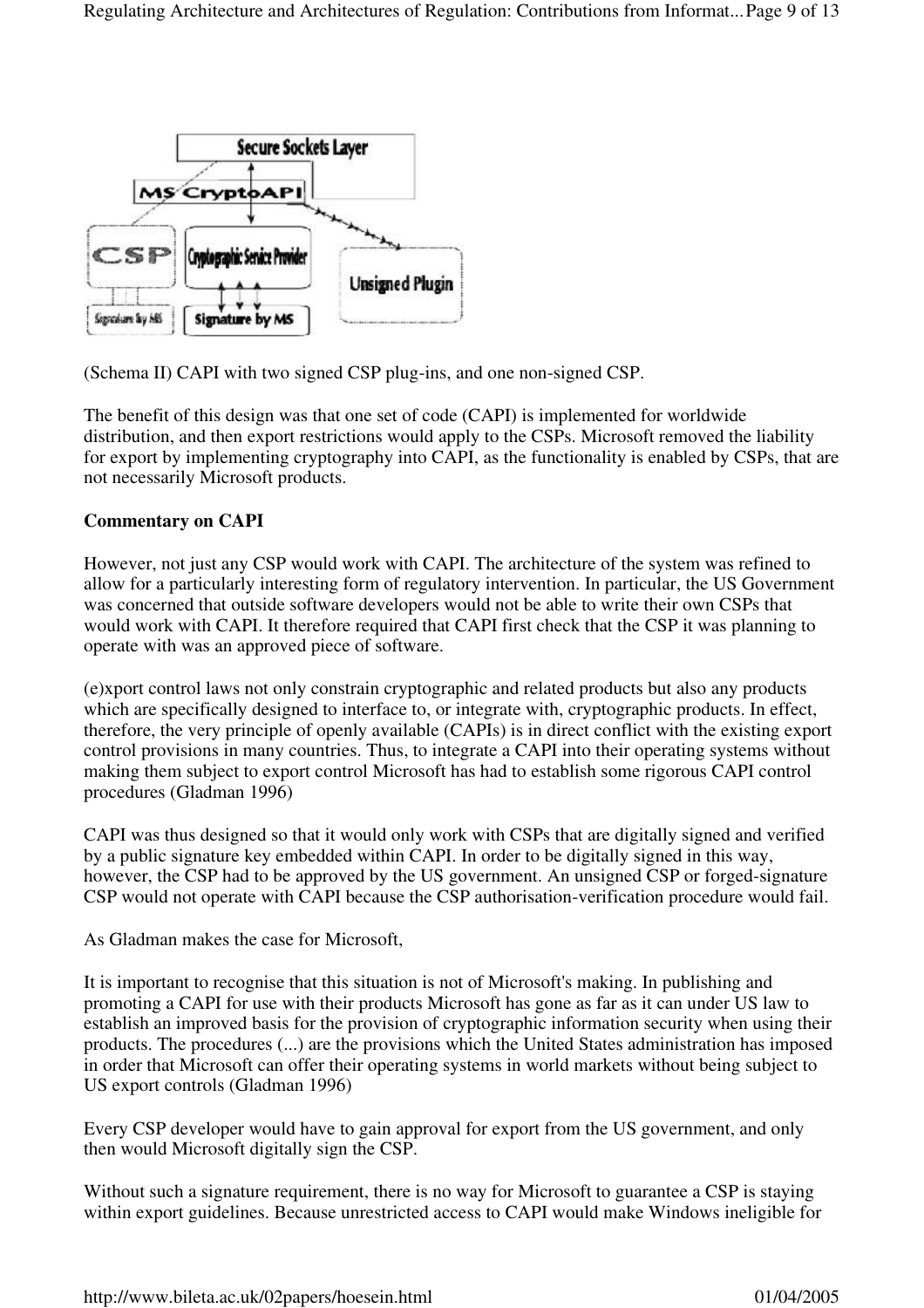Secure Sockets Layer

MS CryptoAPI

CSP

Cryptographic Service Provider

Unsigned Plugin

Signature by MS

Signature by MS

(Schema II) CAPI with two signed CSP plug-ins, and one non-signed CSP.

The benefit of this design was that one set of code (CAPI) is implemented for worldwide distribution, and then export restrictions would apply to the CSPs. Microsoft removed the liability for export by implementing cryptography into CAPI, as the functionality is enabled by CSPs, that are not necessarily Microsoft products.

**Commentary on CAPI**

However, not just any CSP would work with CAPI. The architecture of the system was refined to allow for a particularly interesting form of regulatory intervention. In particular, the US Government was concerned that outside software developers would not be able to write their own CSPs that would work with CAPI. It therefore required that CAPI first check that the CSP it was planning to operate with was an approved piece of software.

(e)xport control laws not only constrain cryptographic and related products but also any products which are specifically designed to interface to, or integrate with, cryptographic products. In effect, therefore, the very principle of openly available (CAPIs) is in direct conflict with the existing export control provisions in many countries. Thus, to integrate a CAPI into their operating systems without making them subject to export control Microsoft has had to establish some rigorous CAPI control procedures (Gladman 1996)

CAPI was thus designed so that it would only work with CSPs that are digitally signed and verified by a public signature key embedded within CAPI. In order to be digitally signed in this way, however, the CSP had to be approved by the US government. An unsigned CSP or forged-signature CSP would not operate with CAPI because the CSP authorisation-verification procedure would fail.

As Gladman makes the case for Microsoft,

It is important to recognise that this situation is not of Microsoft's making. In publishing and promoting a CAPI for use with their products Microsoft has gone as far as it can under US law to establish an improved basis for the provision of cryptographic information security when using their products. The procedures (...) are the provisions which the United States administration has imposed in order that Microsoft can offer their operating systems in world markets without being subject to US export controls (Gladman 1996)

Every CSP developer would have to gain approval for export from the US government, and only then would Microsoft digitally sign the CSP.

Without such a signature requirement, there is no way for Microsoft to guarantee a CSP is staying within export guidelines. Because unrestricted access to CAPI would make Windows ineligible for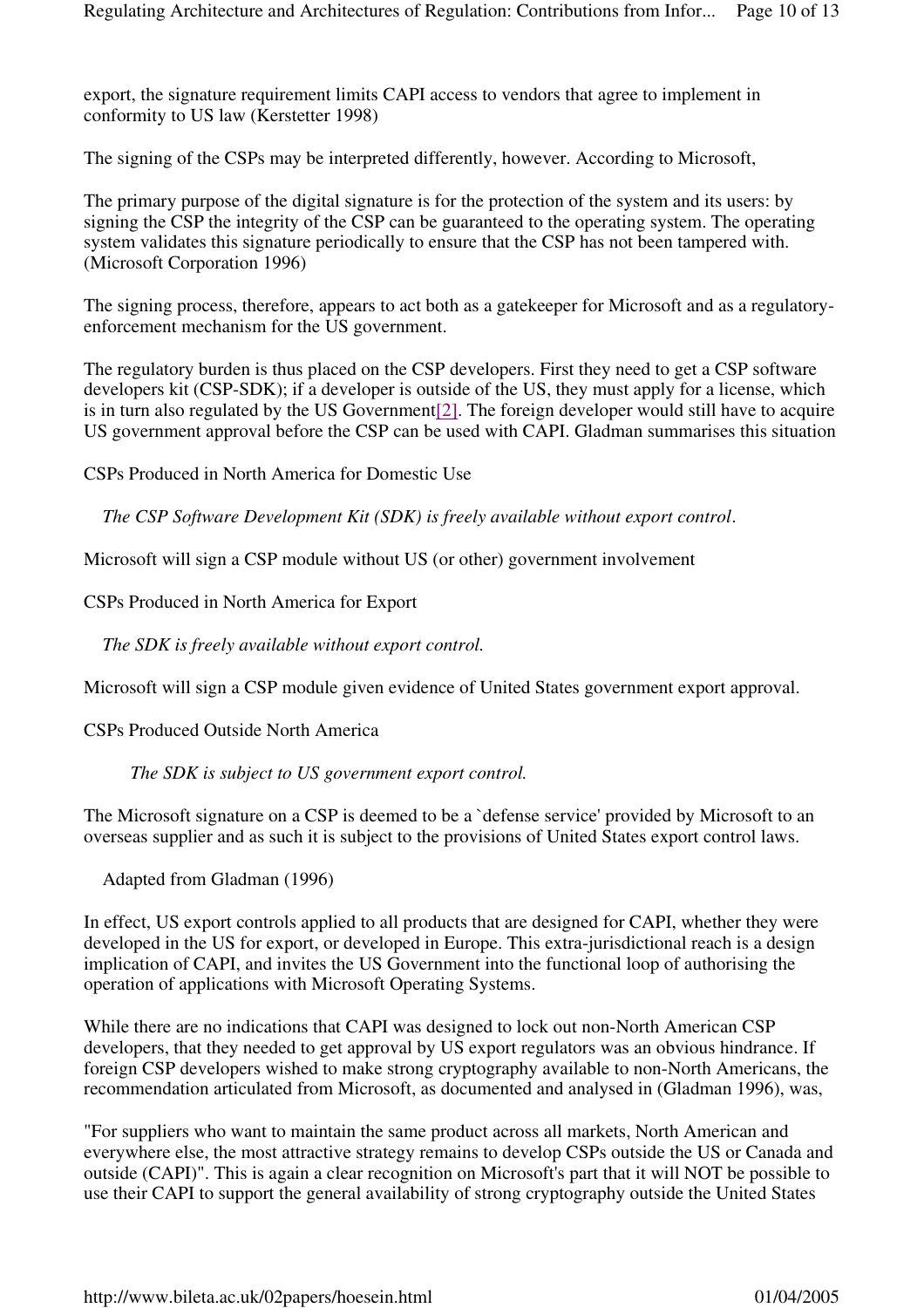export, the signature requirement limits CAPI access to vendors that agree to implement in conformity to US law (Kerstetter 1998)

The signing of the CSPs may be interpreted differently, however. According to Microsoft,

The primary purpose of the digital signature is for the protection of the system and its users: by signing the CSP the integrity of the CSP can be guaranteed to the operating system. The operating system validates this signature periodically to ensure that the CSP has not been tampered with. (Microsoft Corporation 1996)

The signing process, therefore, appears to act both as a gatekeeper for Microsoft and as a regulatory-enforcement mechanism for the US government.

The regulatory burden is thus placed on the CSP developers. First they need to get a CSP software developers kit (CSP-SDK); if a developer is outside of the US, they must apply for a license, which is in turn also regulated by the US Government[2]. The foreign developer would still have to acquire US government approval before the CSP can be used with CAPI. Gladman summarises this situation

CSPs Produced in North America for Domestic Use

*The CSP Software Development Kit (SDK) is freely available without export control*.

Microsoft will sign a CSP module without US (or other) government involvement

CSPs Produced in North America for Export

*The SDK is freely available without export control.*

Microsoft will sign a CSP module given evidence of United States government export approval.

CSPs Produced Outside North America

*The SDK is subject to US government export control.*

The Microsoft signature on a CSP is deemed to be a `defense service' provided by Microsoft to an overseas supplier and as such it is subject to the provisions of United States export control laws.

Adapted from Gladman (1996)

In effect, US export controls applied to all products that are designed for CAPI, whether they were developed in the US for export, or developed in Europe. This extra-jurisdictional reach is a design implication of CAPI, and invites the US Government into the functional loop of authorising the operation of applications with Microsoft Operating Systems.

While there are no indications that CAPI was designed to lock out non-North American CSP developers, that they needed to get approval by US export regulators was an obvious hindrance. If foreign CSP developers wished to make strong cryptography available to non-North Americans, the recommendation articulated from Microsoft, as documented and analysed in (Gladman 1996), was,

"For suppliers who want to maintain the same product across all markets, North American and everywhere else, the most attractive strategy remains to develop CSPs outside the US or Canada and outside (CAPI)". This is again a clear recognition on Microsoft's part that it will NOT be possible to use their CAPI to support the general availability of strong cryptography outside the United States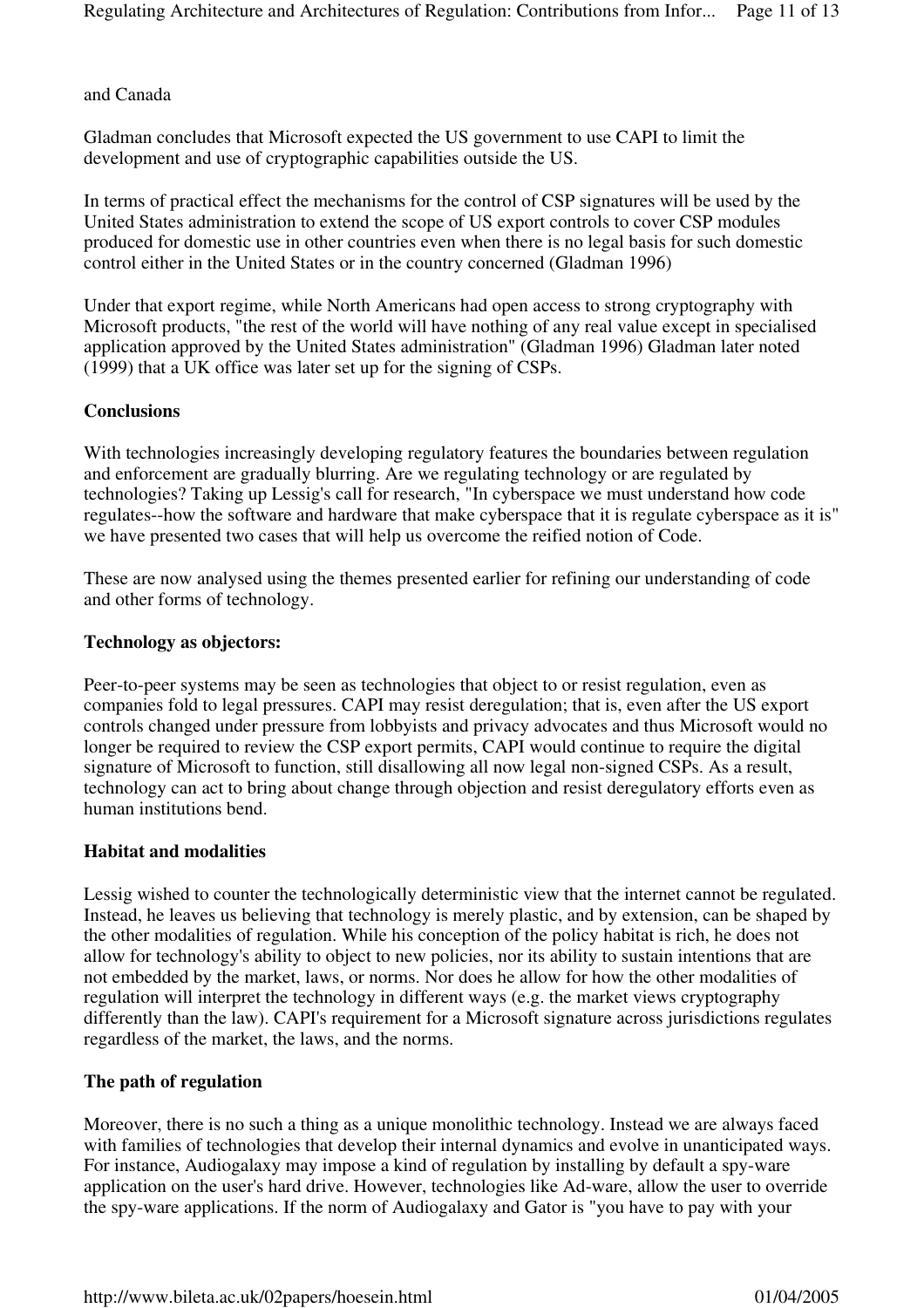and Canada

Gladman concludes that Microsoft expected the US government to use CAPI to limit the development and use of cryptographic capabilities outside the US.

In terms of practical effect the mechanisms for the control of CSP signatures will be used by the United States administration to extend the scope of US export controls to cover CSP modules produced for domestic use in other countries even when there is no legal basis for such domestic control either in the United States or in the country concerned (Gladman 1996)

Under that export regime, while North Americans had open access to strong cryptography with Microsoft products, "the rest of the world will have nothing of any real value except in specialised application approved by the United States administration" (Gladman 1996) Gladman later noted (1999) that a UK office was later set up for the signing of CSPs.

**Conclusions**

With technologies increasingly developing regulatory features the boundaries between regulation and enforcement are gradually blurring. Are we regulating technology or are regulated by technologies? Taking up Lessig's call for research, "In cyberspace we must understand how code regulates--how the software and hardware that make cyberspace that it is regulate cyberspace as it is" we have presented two cases that will help us overcome the reified notion of Code.

These are now analysed using the themes presented earlier for refining our understanding of code and other forms of technology.

**Technology as objectors:**

Peer-to-peer systems may be seen as technologies that object to or resist regulation, even as companies fold to legal pressures. CAPI may resist deregulation; that is, even after the US export controls changed under pressure from lobbyists and privacy advocates and thus Microsoft would no longer be required to review the CSP export permits, CAPI would continue to require the digital signature of Microsoft to function, still disallowing all now legal non-signed CSPs. As a result, technology can act to bring about change through objection and resist deregulatory efforts even as human institutions bend.

**Habitat and modalities**

Lessig wished to counter the technologically deterministic view that the internet cannot be regulated. Instead, he leaves us believing that technology is merely plastic, and by extension, can be shaped by the other modalities of regulation. While his conception of the policy habitat is rich, he does not allow for technology's ability to object to new policies, nor its ability to sustain intentions that are not embedded by the market, laws, or norms. Nor does he allow for how the other modalities of regulation will interpret the technology in different ways (e.g. the market views cryptography differently than the law). CAPI's requirement for a Microsoft signature across jurisdictions regulates regardless of the market, the laws, and the norms.

**The path of regulation**

Moreover, there is no such a thing as a unique monolithic technology. Instead we are always faced with families of technologies that develop their internal dynamics and evolve in unanticipated ways. For instance, Audiogalaxy may impose a kind of regulation by installing by default a spy-ware application on the user's hard drive. However, technologies like Ad-ware, allow the user to override the spy-ware applications. If the norm of Audiogalaxy and Gator is "you have to pay with your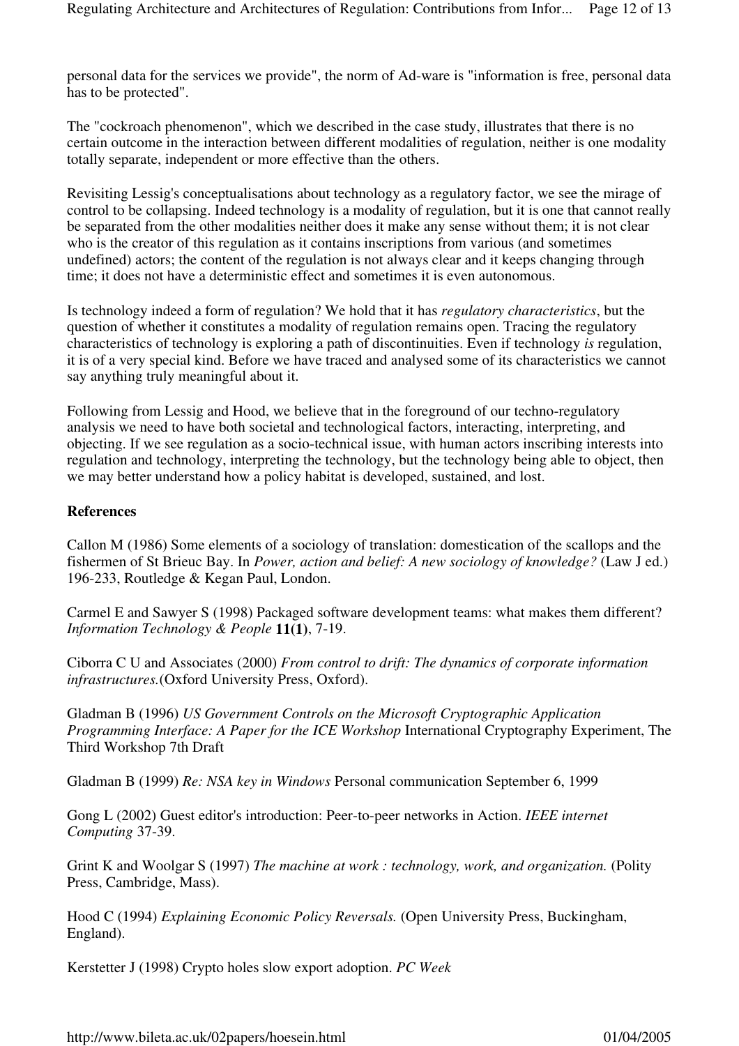personal data for the services we provide", the norm of Ad-ware is "information is free, personal data has to be protected".

The "cockroach phenomenon", which we described in the case study, illustrates that there is no certain outcome in the interaction between different modalities of regulation, neither is one modality totally separate, independent or more effective than the others.

Revisiting Lessig's conceptualisations about technology as a regulatory factor, we see the mirage of control to be collapsing. Indeed technology is a modality of regulation, but it is one that cannot really be separated from the other modalities neither does it make any sense without them; it is not clear who is the creator of this regulation as it contains inscriptions from various (and sometimes undefined) actors; the content of the regulation is not always clear and it keeps changing through time; it does not have a deterministic effect and sometimes it is even autonomous.

Is technology indeed a form of regulation? We hold that it has *regulatory characteristics*, but the question of whether it constitutes a modality of regulation remains open. Tracing the regulatory characteristics of technology is exploring a path of discontinuities. Even if technology *is* regulation, it is of a very special kind. Before we have traced and analysed some of its characteristics we cannot say anything truly meaningful about it.

Following from Lessig and Hood, we believe that in the foreground of our techno-regulatory analysis we need to have both societal and technological factors, interacting, interpreting, and objecting. If we see regulation as a socio-technical issue, with human actors inscribing interests into regulation and technology, interpreting the technology, but the technology being able to object, then we may better understand how a policy habitat is developed, sustained, and lost.

**References**

Callon M (1986) Some elements of a sociology of translation: domestication of the scallops and the fishermen of St Brieuc Bay. In *Power, action and belief: A new sociology of knowledge?* (Law J ed.) 196-233, Routledge & Kegan Paul, London.

Carmel E and Sawyer S (1998) Packaged software development teams: what makes them different? *Information Technology & People* **11(1)**, 7-19.

Ciborra C U and Associates (2000) *From control to drift: The dynamics of corporate information infrastructures.*(Oxford University Press, Oxford).

Gladman B (1996) *US Government Controls on the Microsoft Cryptographic Application Programming Interface: A Paper for the ICE Workshop* International Cryptography Experiment, The Third Workshop 7th Draft

Gladman B (1999) *Re: NSA key in Windows* Personal communication September 6, 1999

Gong L (2002) Guest editor's introduction: Peer-to-peer networks in Action. *IEEE internet Computing* 37-39.

Grint K and Woolgar S (1997) *The machine at work : technology, work, and organization.* (Polity Press, Cambridge, Mass).

Hood C (1994) *Explaining Economic Policy Reversals.* (Open University Press, Buckingham, England).

Kerstetter J (1998) Crypto holes slow export adoption. *PC Week*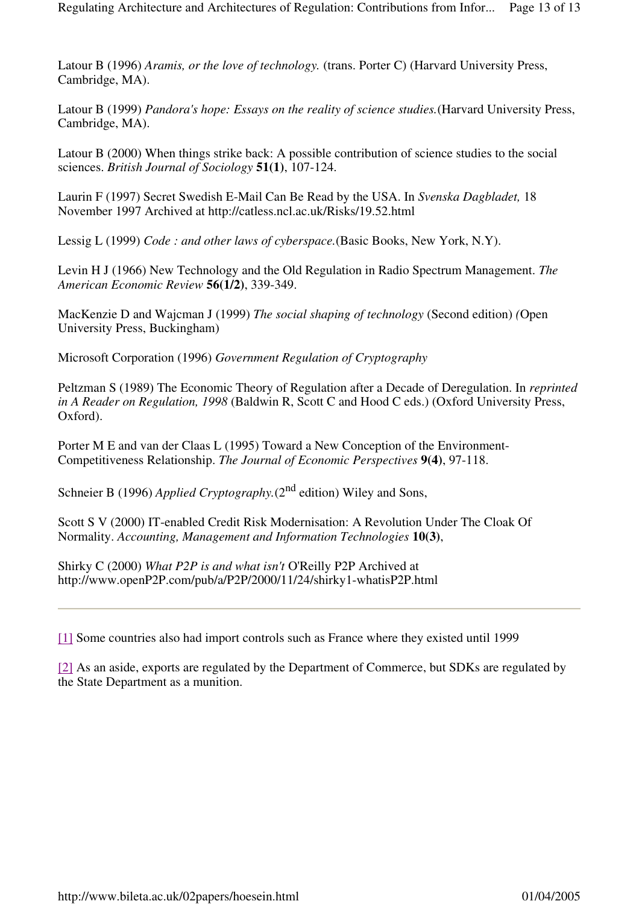Latour B (1996) *Aramis, or the love of technology.* (trans. Porter C) (Harvard University Press, Cambridge, MA).

Latour B (1999) *Pandora's hope: Essays on the reality of science studies.*(Harvard University Press, Cambridge, MA).

Latour B (2000) When things strike back: A possible contribution of science studies to the social sciences. *British Journal of Sociology* **51(1)**, 107-124.

Laurin F (1997) Secret Swedish E-Mail Can Be Read by the USA. In *Svenska Dagbladet,* 18 November 1997 Archived at http://catless.ncl.ac.uk/Risks/19.52.html

Lessig L (1999) *Code : and other laws of cyberspace.*(Basic Books, New York, N.Y).

Levin H J (1966) New Technology and the Old Regulation in Radio Spectrum Management. *The American Economic Review* **56(1/2)**, 339-349.

MacKenzie D and Wajcman J (1999) *The social shaping of technology* (Second edition) *(*Open University Press, Buckingham)

Microsoft Corporation (1996) *Government Regulation of Cryptography*

Peltzman S (1989) The Economic Theory of Regulation after a Decade of Deregulation. In *reprinted in A Reader on Regulation, 1998* (Baldwin R, Scott C and Hood C eds.) (Oxford University Press, Oxford).

Porter M E and van der Claas L (1995) Toward a New Conception of the Environment-Competitiveness Relationship. *The Journal of Economic Perspectives* **9(4)**, 97-118.

Schneier B (1996) *Applied Cryptography.*(2nd edition) Wiley and Sons,

Scott S V (2000) IT-enabled Credit Risk Modernisation: A Revolution Under The Cloak Of Normality. *Accounting, Management and Information Technologies* **10(3)**,

Shirky C (2000) *What P2P is and what isn't* O'Reilly P2P Archived at http://www.openP2P.com/pub/a/P2P/2000/11/24/shirky1-whatisP2P.html

---

[1] Some countries also had import controls such as France where they existed until 1999

[2] As an aside, exports are regulated by the Department of Commerce, but SDKs are regulated by the State Department as a munition.